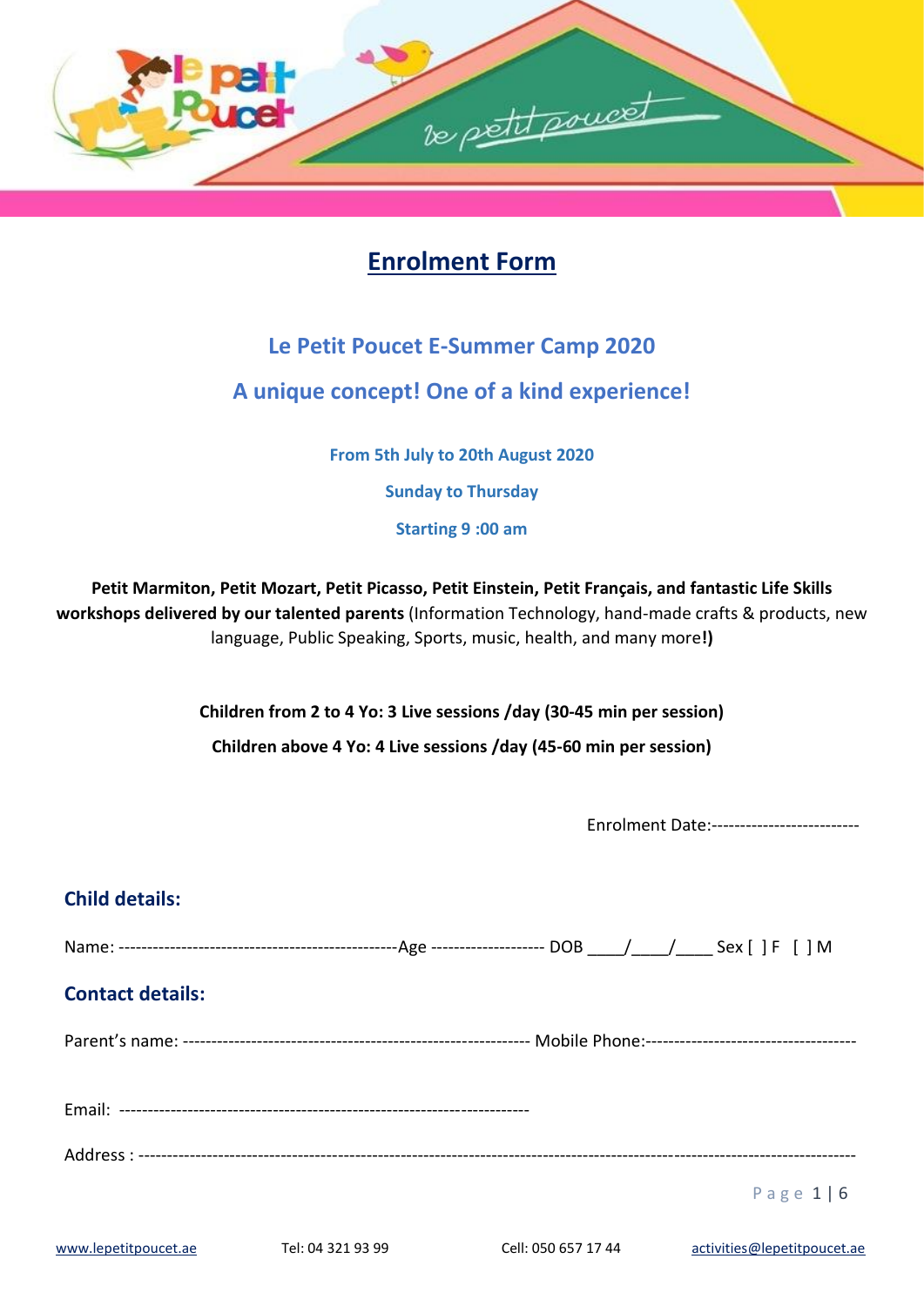# Enrolment Form

## Le Petit Poucet E-Summer Camp 2020

## A unique concept! One of a kind experience!

**From 5th July to 20th August 2020**

**Sunday to Thursday**

**Starting 9 :00 am**

**Petit Marmiton, Petit Mozart, Petit Picasso, Petit Einstein, Petit Français, and fantastic Life Skills workshops delivered by our talented parents** (Information Technology, hand-made crafts & products, new language, Public Speaking, Sports, music, health, and many more**!)**

**Children from 2 to 4 Yo: 3 Live sessions /day (30-45 min per session)**

**Children above 4 Yo: 4 Live sessions /day (45-60 min per session)**

Enrolment Date:-------------------------

### Child details:

Name: ------------------------------------------------Age ------------------- DOB ____/____/____ Sex [ ] F [ ] M

### Contact details:

Parent's name: ----------------------------------------------------------- Mobile Phone:------------------------------------

Email: ----------------------------------------------------------------------

Address : ---------------------------------------------------------------------------------------------------------------------

www.lepetitpoucet.ae Tel: 04 321 93 99 Cell: 050 657 17 44 activities@lepetitpoucet.ae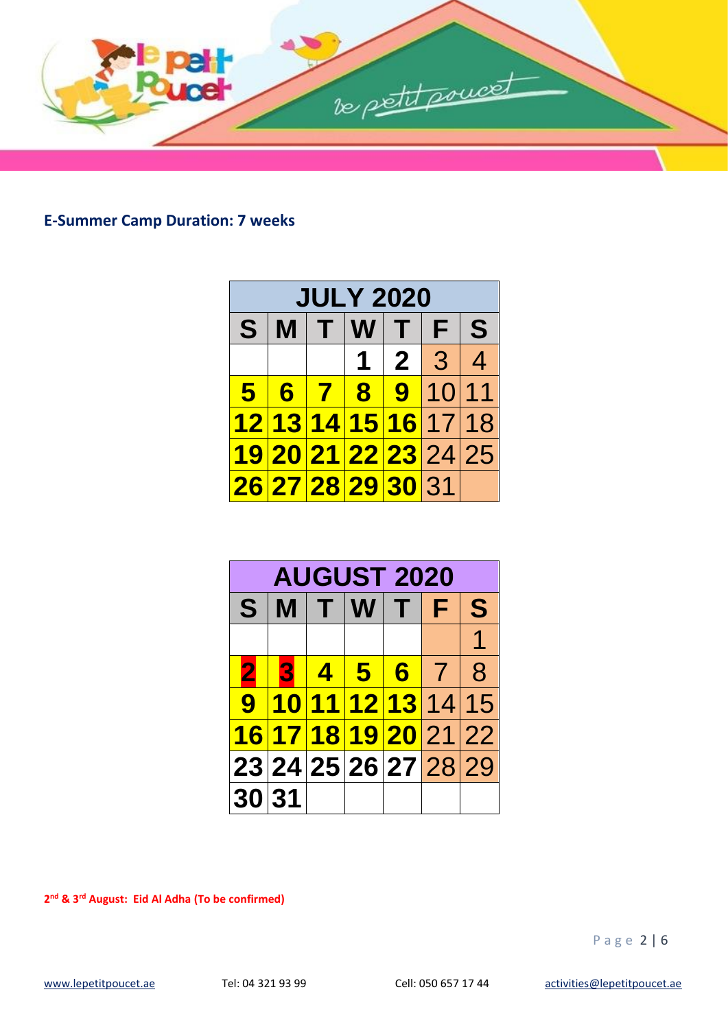**E-Summer Camp Duration: 7 weeks**

| JULY 2020 | | | | | | |
|---|---|---|---|---|---|---|
| S | M | T | W | T | F | S |
| | | | 1 | 2 | 3 | 4 |
| 5 | 6 | 7 | 8 | 9 | 10 | 11 |
| 12 | 13 | 14 | 15 | 16 | 17 | 18 |
| 19 | 20 | 21 | 22 | 23 | 24 | 25 |
| 26 | 27 | 28 | 29 | 30 | 31 | |

| AUGUST 2020 | | | | | | |
|---|---|---|---|---|---|---|
| S | M | T | W | T | F | S |
| | | | | | | 1 |
| 2 | 3 | 4 | 5 | 6 | 7 | 8 |
| 9 | 10 | 11 | 12 | 13 | 14 | 15 |
| 16 | 17 | 18 | 19 | 20 | 21 | 22 |
| 23 | 24 | 25 | 26 | 27 | 28 | 29 |
| 30 | 31 | | | | | |

**2nd & 3rd August: Eid Al Adha (To be confirmed)**

www.lepetitpoucet.ae Tel: 04 321 93 99 Cell: 050 657 17 44 activities@lepetitpoucet.ae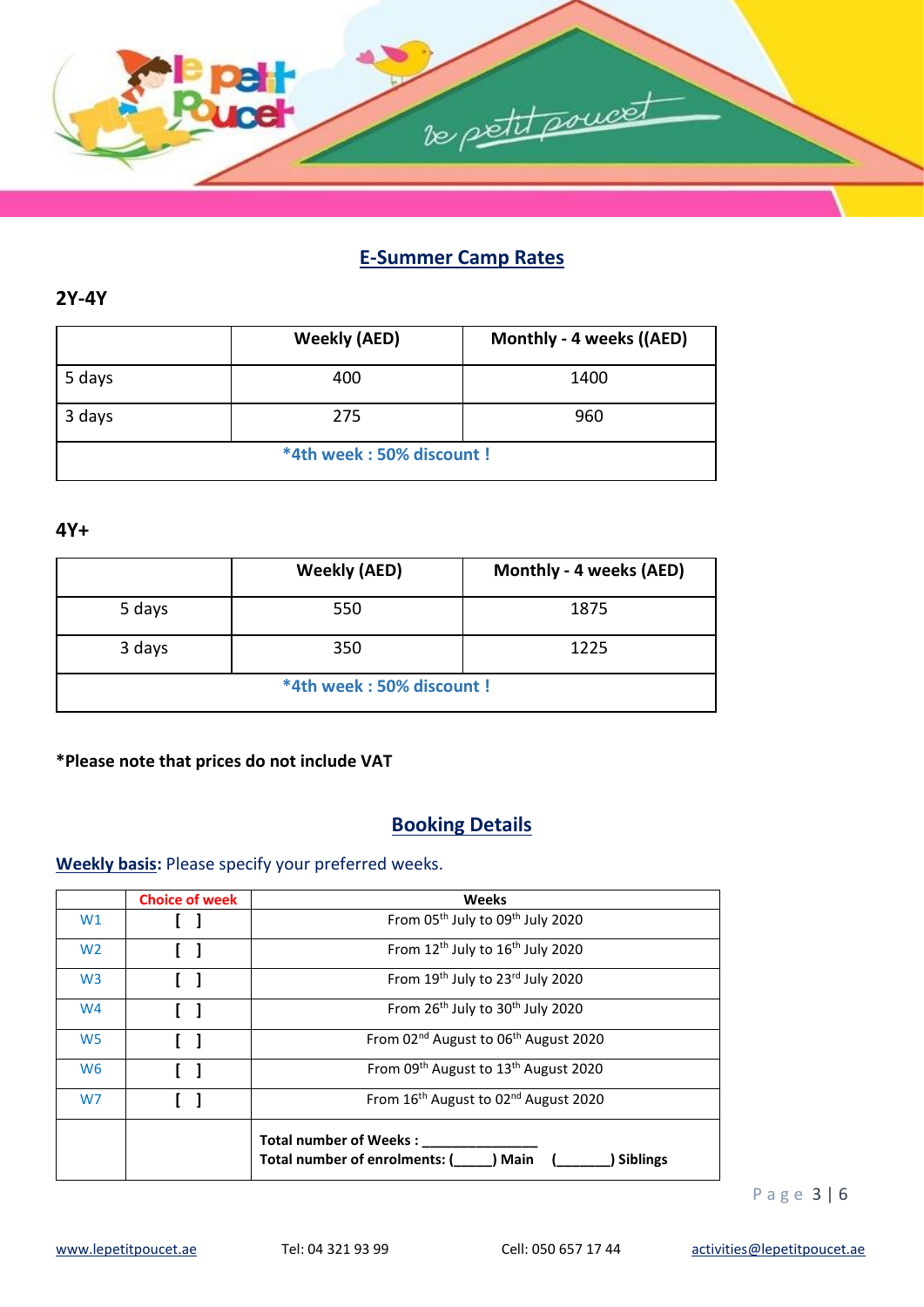## E-Summer Camp Rates

### 2Y-4Y

| | Weekly (AED) | Monthly - 4 weeks ((AED) |
|---|---|---|
| 5 days | 400 | 1400 |
| 3 days | 275 | 960 |
| *4th week : 50% discount ! | | |

### 4Y+

| | Weekly (AED) | Monthly - 4 weeks (AED) |
|---|---|---|
| 5 days | 550 | 1875 |
| 3 days | 350 | 1225 |
| *4th week : 50% discount ! | | |

**\*Please note that prices do not include VAT**

## Booking Details

**Weekly basis:** Please specify your preferred weeks.

| | Choice of week | Weeks |
|---|---|---|
| W1 | [ ] | From 05th July to 09th July 2020 |
| W2 | [ ] | From 12th July to 16th July 2020 |
| W3 | [ ] | From 19th July to 23rd July 2020 |
| W4 | [ ] | From 26th July to 30th July 2020 |
| W5 | [ ] | From 02nd August to 06th August 2020 |
| W6 | [ ] | From 09th August to 13th August 2020 |
| W7 | [ ] | From 16th August to 02nd August 2020 |
| | | **Total number of Weeks : _______________**<br>**Total number of enrolments: (_____) Main (_______) Siblings** |

www.lepetitpoucet.ae Tel: 04 321 93 99 Cell: 050 657 17 44 activities@lepetitpoucet.ae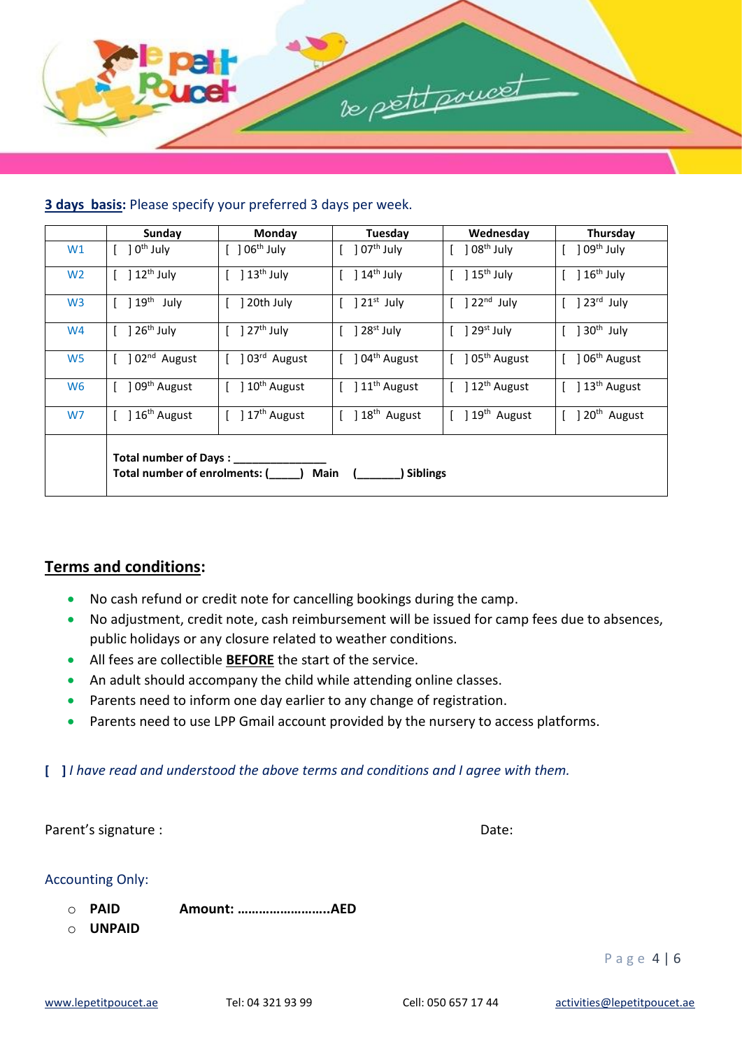**3 days basis:** Please specify your preferred 3 days per week.

| | Sunday | Monday | Tuesday | Wednesday | Thursday |
|---|---|---|---|---|---|
| W1 | [ ] 0th July | [ ] 06th July | [ ] 07th July | [ ] 08th July | [ ] 09th July |
| W2 | [ ] 12th July | [ ] 13th July | [ ] 14th July | [ ] 15th July | [ ] 16th July |
| W3 | [ ] 19th July | [ ] 20th July | [ ] 21st July | [ ] 22nd July | [ ] 23rd July |
| W4 | [ ] 26th July | [ ] 27th July | [ ] 28st July | [ ] 29st July | [ ] 30th July |
| W5 | [ ] 02nd August | [ ] 03rd August | [ ] 04th August | [ ] 05th August | [ ] 06th August |
| W6 | [ ] 09th August | [ ] 10th August | [ ] 11th August | [ ] 12th August | [ ] 13th August |
| W7 | [ ] 16th August | [ ] 17th August | [ ] 18th August | [ ] 19th August | [ ] 20th August |
| | **Total number of Days : _______________** **Total number of enrolments: (_____) Main (_______) Siblings** | | | | |

## Terms and conditions:

- No cash refund or credit note for cancelling bookings during the camp.
- No adjustment, credit note, cash reimbursement will be issued for camp fees due to absences, public holidays or any closure related to weather conditions.
- All fees are collectible **BEFORE** the start of the service.
- An adult should accompany the child while attending online classes.
- Parents need to inform one day earlier to any change of registration.
- Parents need to use LPP Gmail account provided by the nursery to access platforms.

**[ ]** *I have read and understood the above terms and conditions and I agree with them.*

Parent's signature : Date:

Accounting Only:

- **PAID** **Amount: …………………….AED**
- **UNPAID**

www.lepetitpoucet.ae Tel: 04 321 93 99 Cell: 050 657 17 44 activities@lepetitpoucet.ae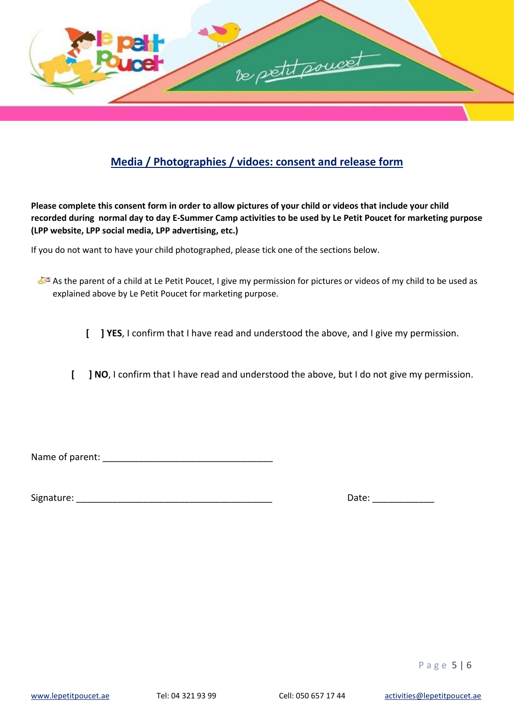## Media / Photographies / vidoes: consent and release form

**Please complete this consent form in order to allow pictures of your child or videos that include your child recorded during normal day to day E-Summer Camp activities to be used by Le Petit Poucet for marketing purpose (LPP website, LPP social media, LPP advertising, etc.)**

If you do not want to have your child photographed, please tick one of the sections below.

- As the parent of a child at Le Petit Poucet, I give my permission for pictures or videos of my child to be used as explained above by Le Petit Poucet for marketing purpose.

**[ ] YES**, I confirm that I have read and understood the above, and I give my permission.

**[ ] NO**, I confirm that I have read and understood the above, but I do not give my permission.

Name of parent: ___________________________________

Signature: _________________________________________ Date: ____________

www.lepetitpoucet.ae Tel: 04 321 93 99 Cell: 050 657 17 44 activities@lepetitpoucet.ae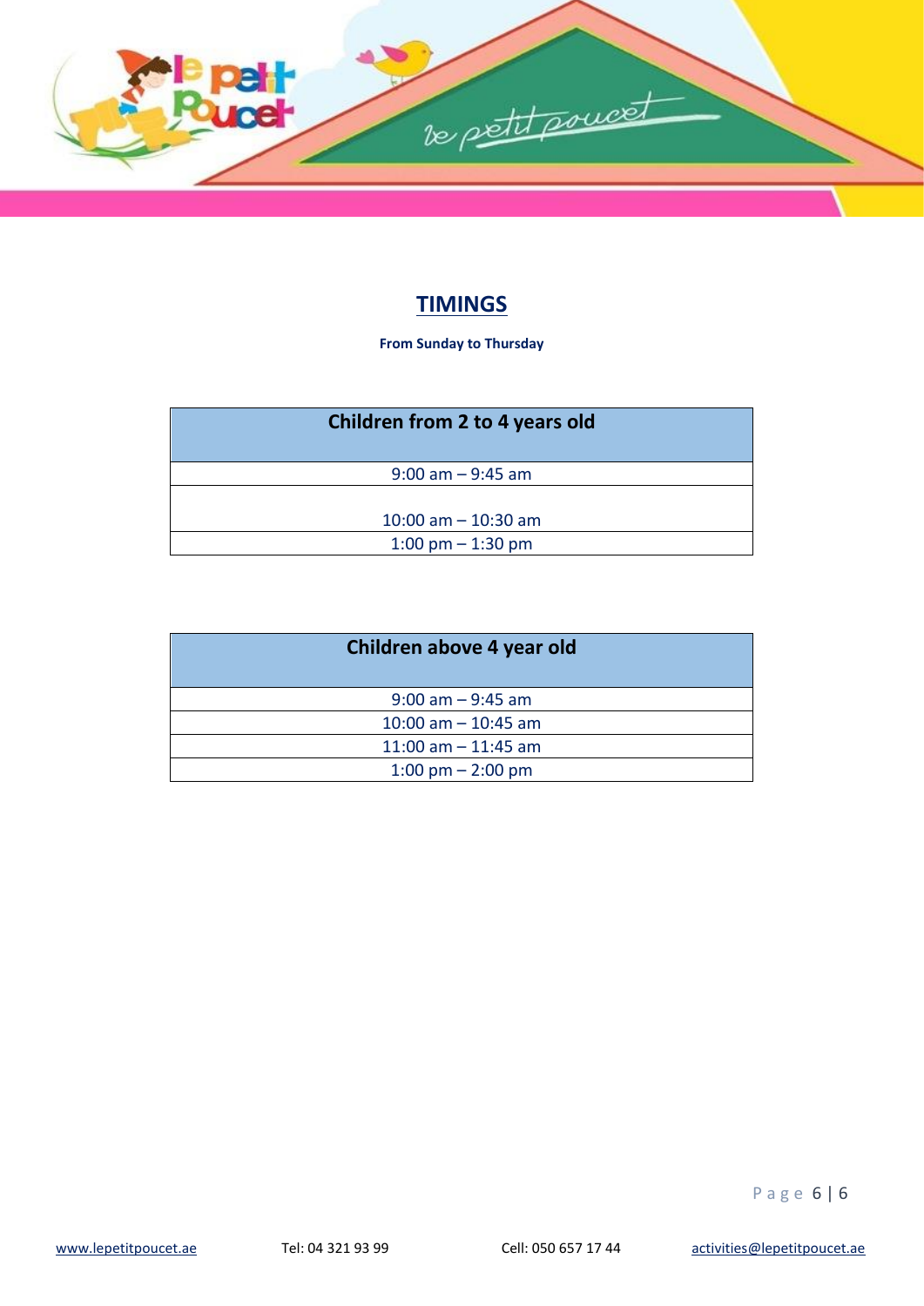## TIMINGS

**From Sunday to Thursday**

| Children from 2 to 4 years old |
|---|
| 9:00 am – 9:45 am |
| 10:00 am – 10:30 am |
| 1:00 pm – 1:30 pm |

| Children above 4 year old |
|---|
| 9:00 am – 9:45 am |
| 10:00 am – 10:45 am |
| 11:00 am – 11:45 am |
| 1:00 pm – 2:00 pm |